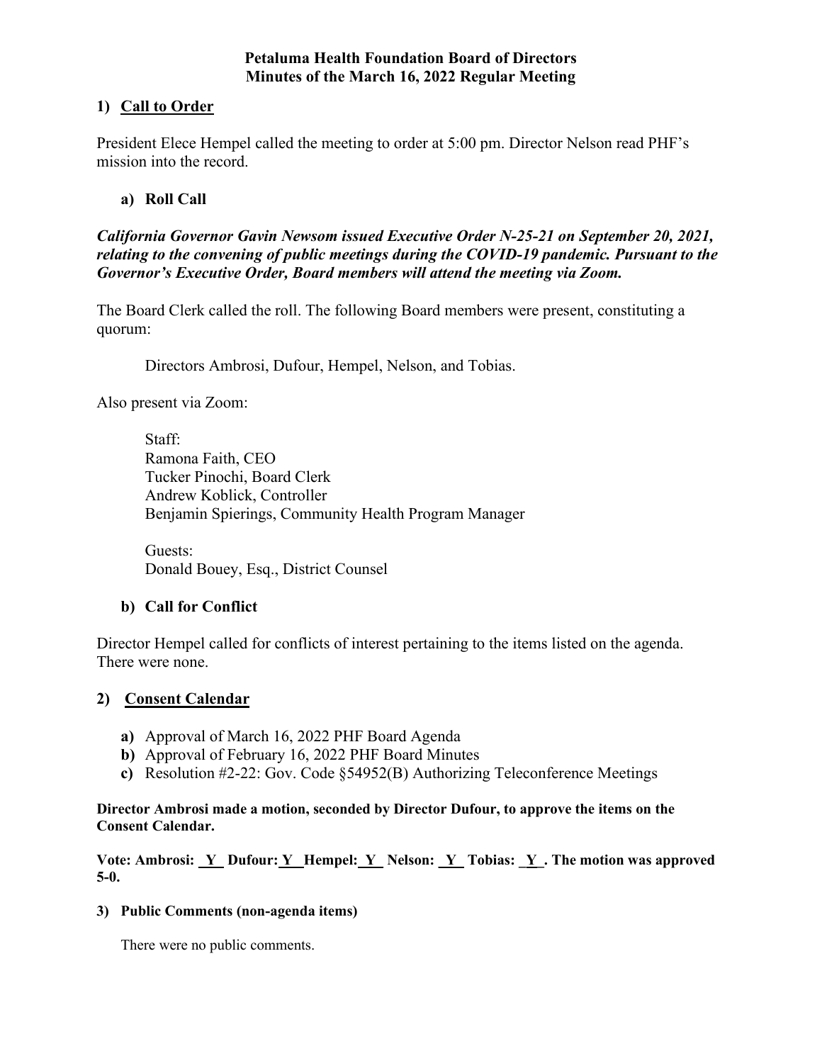# Petaluma Health Foundation Board of Directors
## Minutes of the March 16, 2022 Regular Meeting

### 1) Call to Order

President Elece Hempel called the meeting to order at 5:00 pm. Director Nelson read PHF's mission into the record.

#### a) Roll Call

***California Governor Gavin Newsom issued Executive Order N-25-21 on September 20, 2021, relating to the convening of public meetings during the COVID-19 pandemic. Pursuant to the Governor's Executive Order, Board members will attend the meeting via Zoom.***

The Board Clerk called the roll. The following Board members were present, constituting a quorum:

Directors Ambrosi, Dufour, Hempel, Nelson, and Tobias.

Also present via Zoom:

Staff:
Ramona Faith, CEO
Tucker Pinochi, Board Clerk
Andrew Koblick, Controller
Benjamin Spierings, Community Health Program Manager

Guests:
Donald Bouey, Esq., District Counsel

#### b) Call for Conflict

Director Hempel called for conflicts of interest pertaining to the items listed on the agenda. There were none.

### 2) Consent Calendar

- **a)** Approval of March 16, 2022 PHF Board Agenda
- **b)** Approval of February 16, 2022 PHF Board Minutes
- **c)** Resolution #2-22: Gov. Code §54952(B) Authorizing Teleconference Meetings

**Director Ambrosi made a motion, seconded by Director Dufour, to approve the items on the Consent Calendar.**

**Vote: Ambrosi: Y Dufour: Y Hempel: Y Nelson: Y Tobias: Y. The motion was approved 5-0.**

### 3) Public Comments (non-agenda items)

There were no public comments.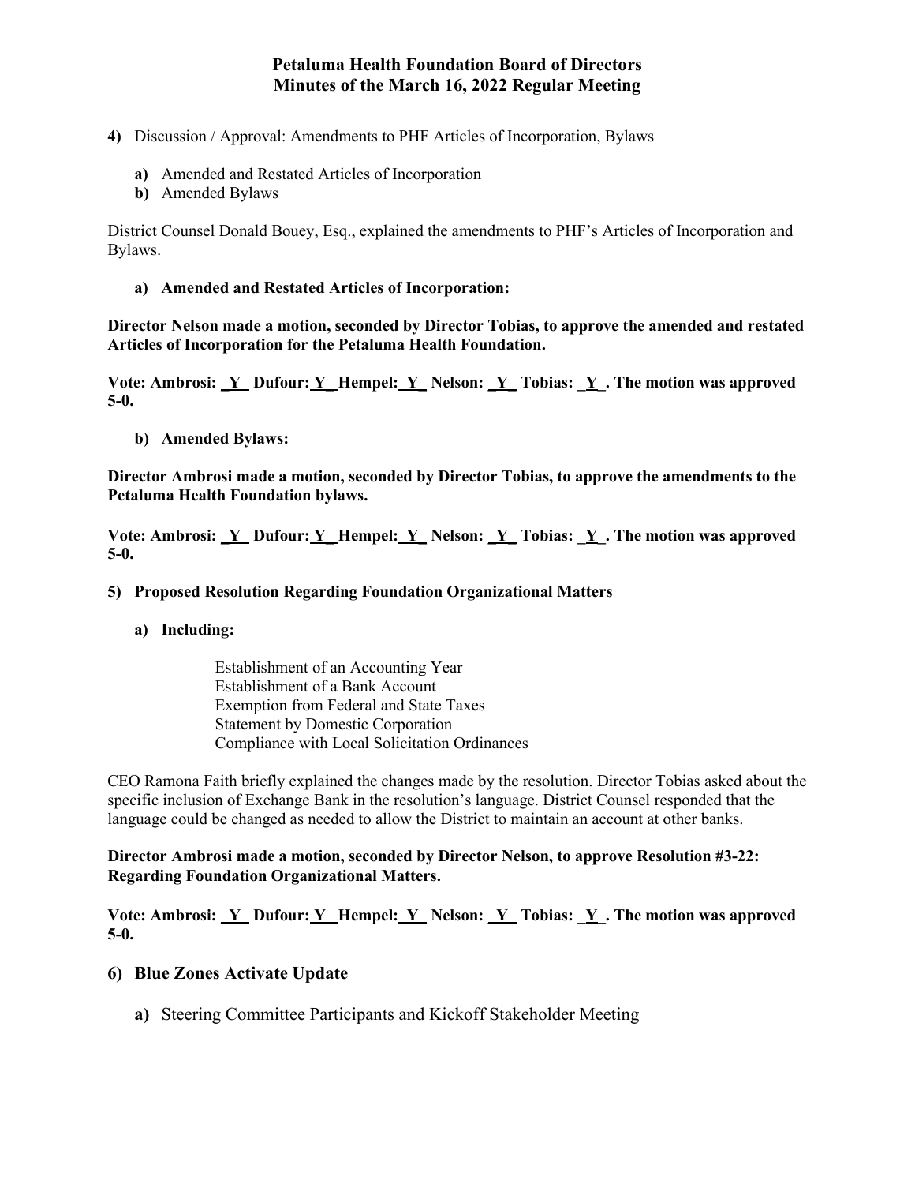**Petaluma Health Foundation Board of Directors**
**Minutes of the March 16, 2022 Regular Meeting**

**4)** Discussion / Approval: Amendments to PHF Articles of Incorporation, Bylaws

**a)** Amended and Restated Articles of Incorporation
**b)** Amended Bylaws

District Counsel Donald Bouey, Esq., explained the amendments to PHF's Articles of Incorporation and Bylaws.

**a) Amended and Restated Articles of Incorporation:**

**Director Nelson made a motion, seconded by Director Tobias, to approve the amended and restated Articles of Incorporation for the Petaluma Health Foundation.**

**Vote: Ambrosi: _Y_ Dufour: Y_ Hempel: _Y_ Nelson: _Y_ Tobias: _Y_. The motion was approved 5-0.**

**b) Amended Bylaws:**

**Director Ambrosi made a motion, seconded by Director Tobias, to approve the amendments to the Petaluma Health Foundation bylaws.**

**Vote: Ambrosi: _Y_ Dufour: Y_ Hempel: _Y_ Nelson: _Y_ Tobias: _Y_. The motion was approved 5-0.**

**5) Proposed Resolution Regarding Foundation Organizational Matters**

**a) Including:**

Establishment of an Accounting Year
Establishment of a Bank Account
Exemption from Federal and State Taxes
Statement by Domestic Corporation
Compliance with Local Solicitation Ordinances

CEO Ramona Faith briefly explained the changes made by the resolution. Director Tobias asked about the specific inclusion of Exchange Bank in the resolution's language. District Counsel responded that the language could be changed as needed to allow the District to maintain an account at other banks.

**Director Ambrosi made a motion, seconded by Director Nelson, to approve Resolution #3-22: Regarding Foundation Organizational Matters.**

**Vote: Ambrosi: _Y_ Dufour: Y_ Hempel: _Y_ Nelson: _Y_ Tobias: _Y_. The motion was approved 5-0.**

## 6) Blue Zones Activate Update

**a)** Steering Committee Participants and Kickoff Stakeholder Meeting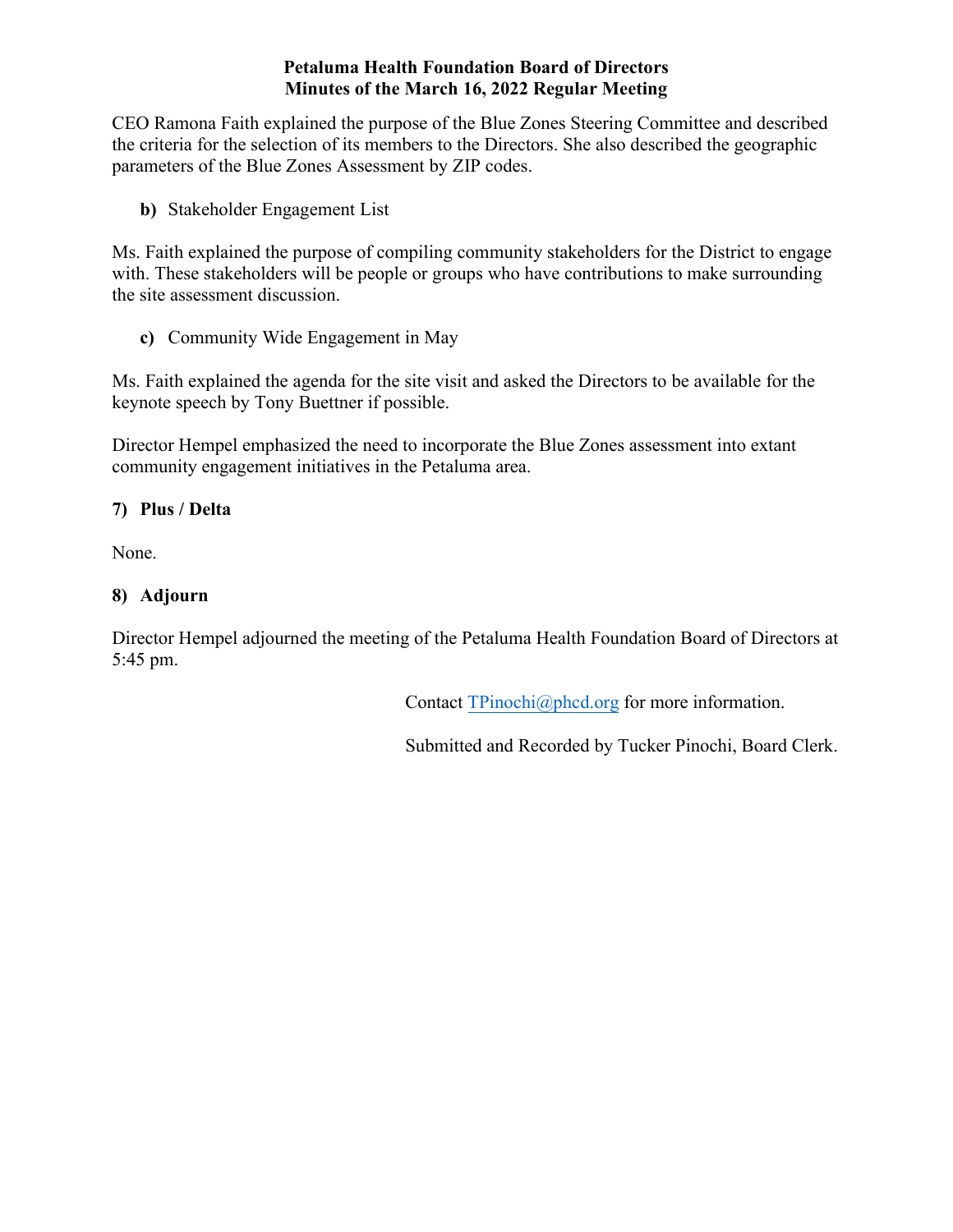CEO Ramona Faith explained the purpose of the Blue Zones Steering Committee and described the criteria for the selection of its members to the Directors. She also described the geographic parameters of the Blue Zones Assessment by ZIP codes.

**b)** Stakeholder Engagement List

Ms. Faith explained the purpose of compiling community stakeholders for the District to engage with. These stakeholders will be people or groups who have contributions to make surrounding the site assessment discussion.

**c)** Community Wide Engagement in May

Ms. Faith explained the agenda for the site visit and asked the Directors to be available for the keynote speech by Tony Buettner if possible.

Director Hempel emphasized the need to incorporate the Blue Zones assessment into extant community engagement initiatives in the Petaluma area.

## 7) Plus / Delta

None.

## 8) Adjourn

Director Hempel adjourned the meeting of the Petaluma Health Foundation Board of Directors at 5:45 pm.

Contact TPinochi@phcd.org for more information.

Submitted and Recorded by Tucker Pinochi, Board Clerk.